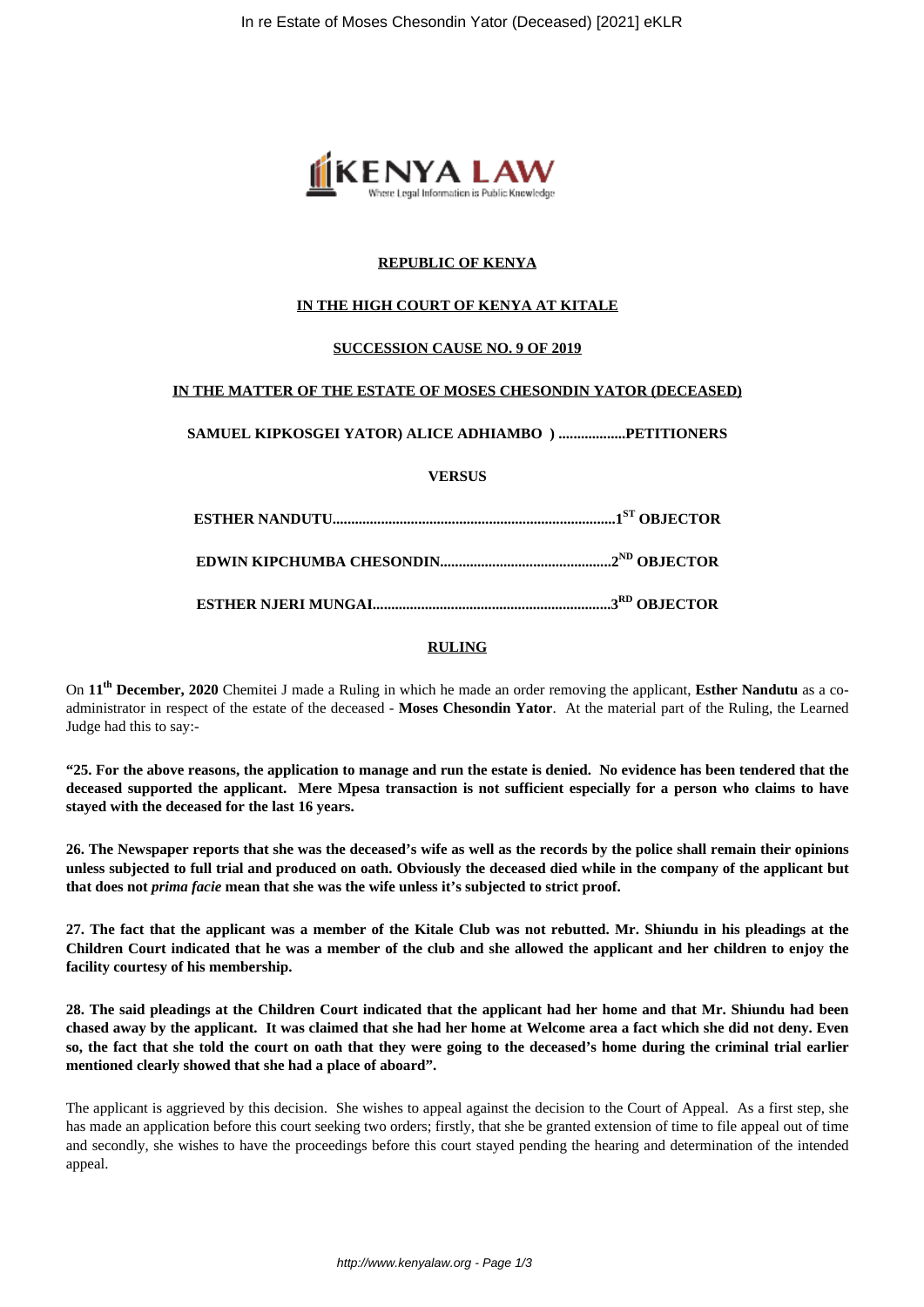**REPUBLIC OF KENYA**

**IN THE HIGH COURT OF KENYA AT KITALE**

**SUCCESSION CAUSE NO. 9 OF 2019**

**IN THE MATTER OF THE ESTATE OF MOSES CHESONDIN YATOR (DECEASED)**

**SAMUEL KIPKOSGEI YATOR) ALICE ADHIAMBO ) ..................PETITIONERS**

**VERSUS**

**ESTHER NANDUTU...........................................................................1ST OBJECTOR**

**EDWIN KIPCHUMBA CHESONDIN.............................................2ND OBJECTOR**

**ESTHER NJERI MUNGAI................................................................3RD OBJECTOR**

**RULING**

On **11th December, 2020** Chemitei J made a Ruling in which he made an order removing the applicant, **Esther Nandutu** as a co-administrator in respect of the estate of the deceased - **Moses Chesondin Yator**. At the material part of the Ruling, the Learned Judge had this to say:-

**"25. For the above reasons, the application to manage and run the estate is denied. No evidence has been tendered that the deceased supported the applicant. Mere Mpesa transaction is not sufficient especially for a person who claims to have stayed with the deceased for the last 16 years.**

**26. The Newspaper reports that she was the deceased's wife as well as the records by the police shall remain their opinions unless subjected to full trial and produced on oath. Obviously the deceased died while in the company of the applicant but that does not *prima facie* mean that she was the wife unless it's subjected to strict proof.**

**27. The fact that the applicant was a member of the Kitale Club was not rebutted. Mr. Shiundu in his pleadings at the Children Court indicated that he was a member of the club and she allowed the applicant and her children to enjoy the facility courtesy of his membership.**

**28. The said pleadings at the Children Court indicated that the applicant had her home and that Mr. Shiundu had been chased away by the applicant. It was claimed that she had her home at Welcome area a fact which she did not deny. Even so, the fact that she told the court on oath that they were going to the deceased's home during the criminal trial earlier mentioned clearly showed that she had a place of aboard".**

The applicant is aggrieved by this decision. She wishes to appeal against the decision to the Court of Appeal. As a first step, she has made an application before this court seeking two orders; firstly, that she be granted extension of time to file appeal out of time and secondly, she wishes to have the proceedings before this court stayed pending the hearing and determination of the intended appeal.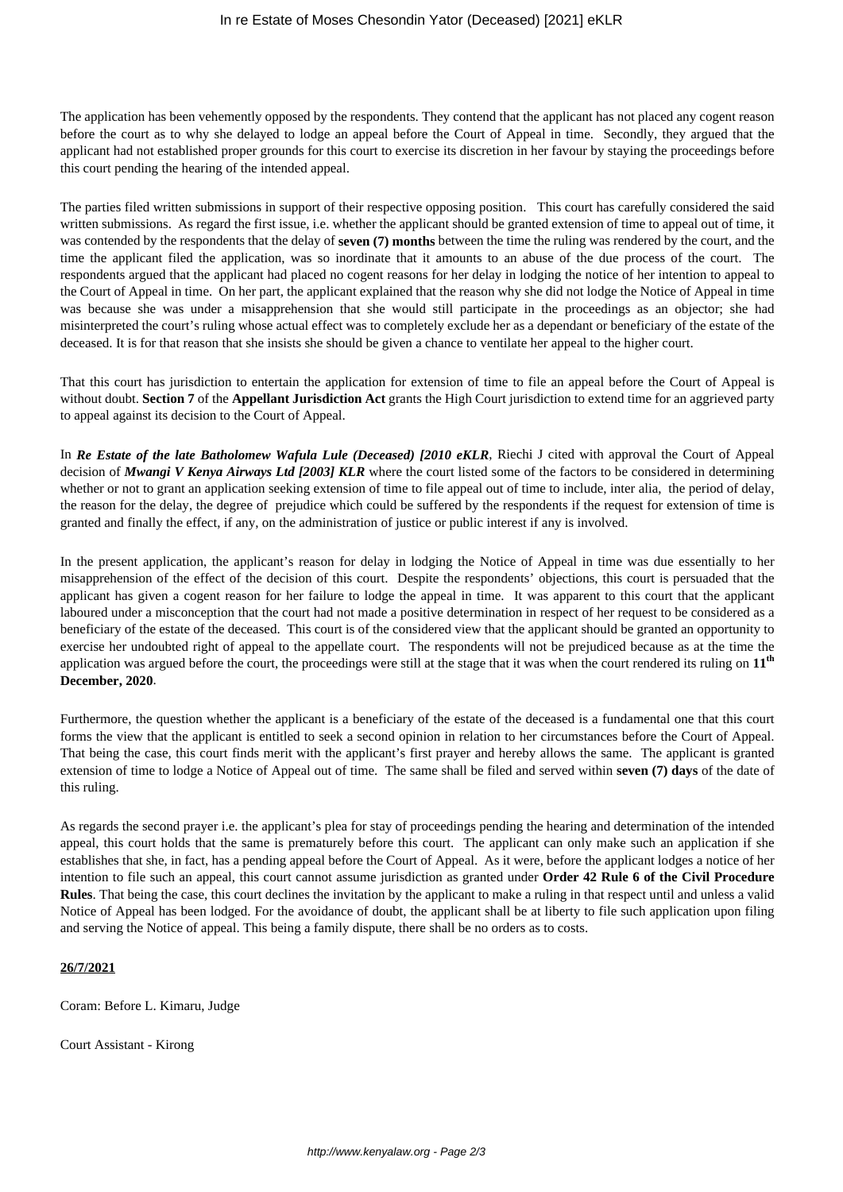The application has been vehemently opposed by the respondents. They contend that the applicant has not placed any cogent reason before the court as to why she delayed to lodge an appeal before the Court of Appeal in time. Secondly, they argued that the applicant had not established proper grounds for this court to exercise its discretion in her favour by staying the proceedings before this court pending the hearing of the intended appeal.

The parties filed written submissions in support of their respective opposing position. This court has carefully considered the said written submissions. As regard the first issue, i.e. whether the applicant should be granted extension of time to appeal out of time, it was contended by the respondents that the delay of **seven (7) months** between the time the ruling was rendered by the court, and the time the applicant filed the application, was so inordinate that it amounts to an abuse of the due process of the court. The respondents argued that the applicant had placed no cogent reasons for her delay in lodging the notice of her intention to appeal to the Court of Appeal in time. On her part, the applicant explained that the reason why she did not lodge the Notice of Appeal in time was because she was under a misapprehension that she would still participate in the proceedings as an objector; she had misinterpreted the court's ruling whose actual effect was to completely exclude her as a dependant or beneficiary of the estate of the deceased. It is for that reason that she insists she should be given a chance to ventilate her appeal to the higher court.

That this court has jurisdiction to entertain the application for extension of time to file an appeal before the Court of Appeal is without doubt. **Section 7** of the **Appellant Jurisdiction Act** grants the High Court jurisdiction to extend time for an aggrieved party to appeal against its decision to the Court of Appeal.

In ***Re Estate of the late Batholomew Wafula Lule (Deceased) [2010 eKLR***, Riechi J cited with approval the Court of Appeal decision of ***Mwangi V Kenya Airways Ltd [2003] KLR*** where the court listed some of the factors to be considered in determining whether or not to grant an application seeking extension of time to file appeal out of time to include, inter alia, the period of delay, the reason for the delay, the degree of prejudice which could be suffered by the respondents if the request for extension of time is granted and finally the effect, if any, on the administration of justice or public interest if any is involved.

In the present application, the applicant's reason for delay in lodging the Notice of Appeal in time was due essentially to her misapprehension of the effect of the decision of this court. Despite the respondents' objections, this court is persuaded that the applicant has given a cogent reason for her failure to lodge the appeal in time. It was apparent to this court that the applicant laboured under a misconception that the court had not made a positive determination in respect of her request to be considered as a beneficiary of the estate of the deceased. This court is of the considered view that the applicant should be granted an opportunity to exercise her undoubted right of appeal to the appellate court. The respondents will not be prejudiced because as at the time the application was argued before the court, the proceedings were still at the stage that it was when the court rendered its ruling on **11th December, 2020**.

Furthermore, the question whether the applicant is a beneficiary of the estate of the deceased is a fundamental one that this court forms the view that the applicant is entitled to seek a second opinion in relation to her circumstances before the Court of Appeal. That being the case, this court finds merit with the applicant's first prayer and hereby allows the same. The applicant is granted extension of time to lodge a Notice of Appeal out of time. The same shall be filed and served within **seven (7) days** of the date of this ruling.

As regards the second prayer i.e. the applicant's plea for stay of proceedings pending the hearing and determination of the intended appeal, this court holds that the same is prematurely before this court. The applicant can only make such an application if she establishes that she, in fact, has a pending appeal before the Court of Appeal. As it were, before the applicant lodges a notice of her intention to file such an appeal, this court cannot assume jurisdiction as granted under **Order 42 Rule 6 of the Civil Procedure Rules**. That being the case, this court declines the invitation by the applicant to make a ruling in that respect until and unless a valid Notice of Appeal has been lodged. For the avoidance of doubt, the applicant shall be at liberty to file such application upon filing and serving the Notice of appeal. This being a family dispute, there shall be no orders as to costs.

**26/7/2021**

Coram: Before L. Kimaru, Judge

Court Assistant - Kirong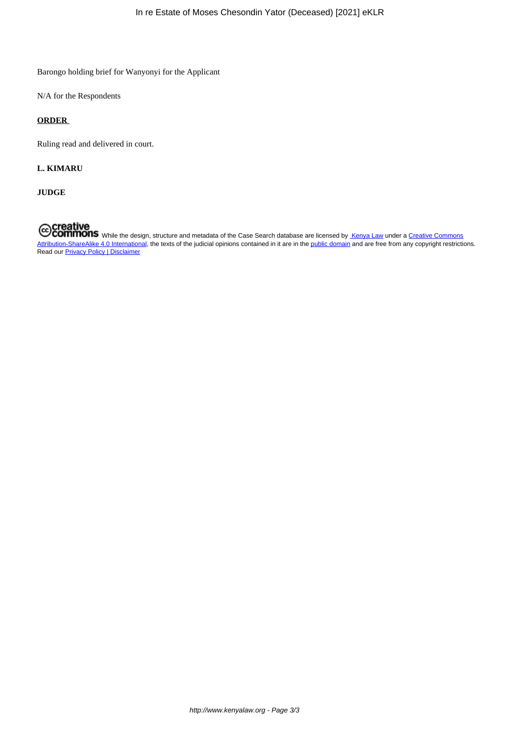Barongo holding brief for Wanyonyi for the Applicant

N/A for the Respondents

**ORDER**

Ruling read and delivered in court.

**L. KIMARU**

**JUDGE**

While the design, structure and metadata of the Case Search database are licensed by Kenya Law under a Creative Commons Attribution-ShareAlike 4.0 International, the texts of the judicial opinions contained in it are in the public domain and are free from any copyright restrictions. Read our Privacy Policy | Disclaimer